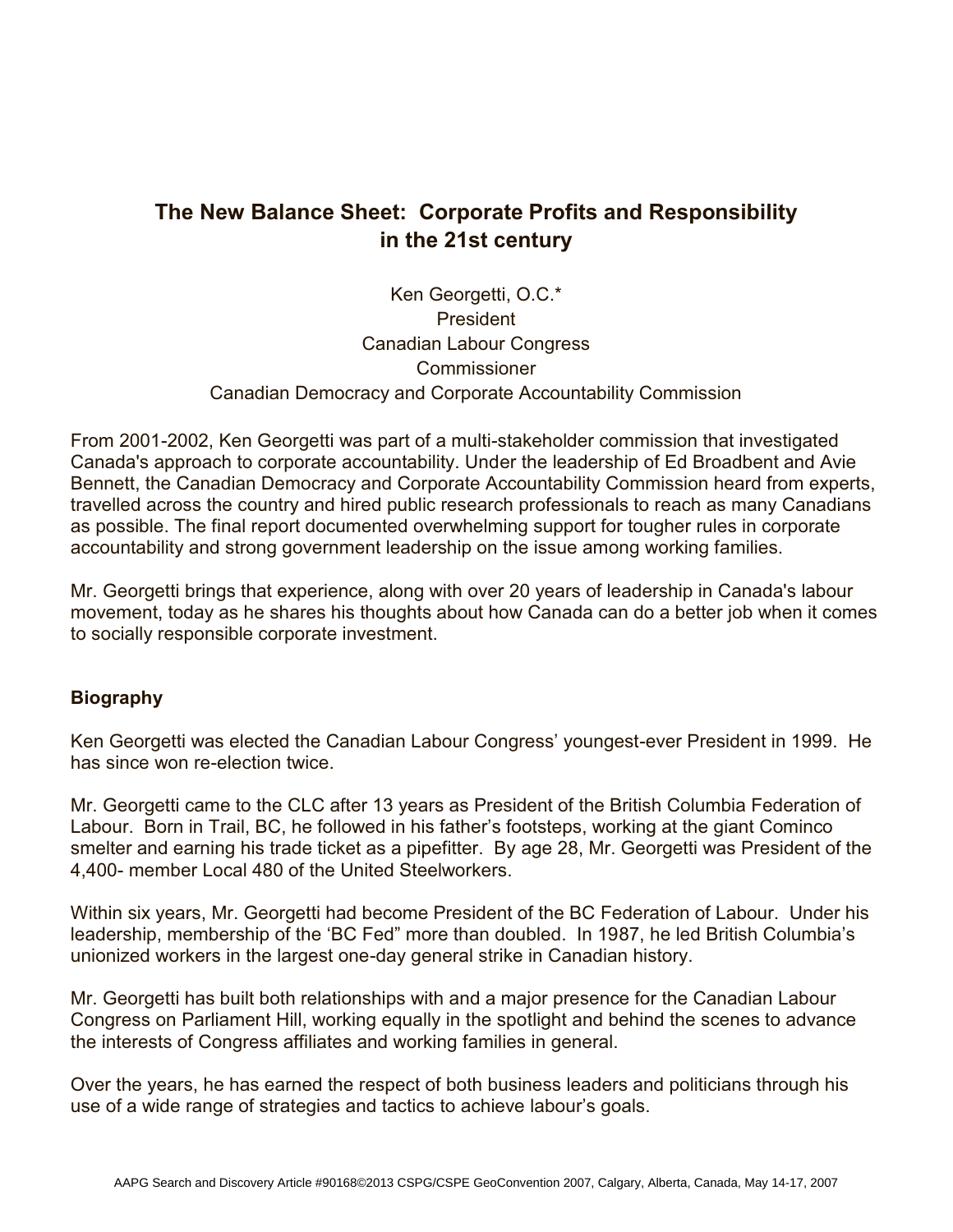# The New Balance Sheet: Corporate Profits and Responsibility in the 21st century

Ken Georgetti, O.C.*
President
Canadian Labour Congress
Commissioner
Canadian Democracy and Corporate Accountability Commission

From 2001-2002, Ken Georgetti was part of a multi-stakeholder commission that investigated Canada's approach to corporate accountability. Under the leadership of Ed Broadbent and Avie Bennett, the Canadian Democracy and Corporate Accountability Commission heard from experts, travelled across the country and hired public research professionals to reach as many Canadians as possible. The final report documented overwhelming support for tougher rules in corporate accountability and strong government leadership on the issue among working families.

Mr. Georgetti brings that experience, along with over 20 years of leadership in Canada's labour movement, today as he shares his thoughts about how Canada can do a better job when it comes to socially responsible corporate investment.

## Biography

Ken Georgetti was elected the Canadian Labour Congress' youngest-ever President in 1999. He has since won re-election twice.

Mr. Georgetti came to the CLC after 13 years as President of the British Columbia Federation of Labour. Born in Trail, BC, he followed in his father's footsteps, working at the giant Cominco smelter and earning his trade ticket as a pipefitter. By age 28, Mr. Georgetti was President of the 4,400- member Local 480 of the United Steelworkers.

Within six years, Mr. Georgetti had become President of the BC Federation of Labour. Under his leadership, membership of the 'BC Fed" more than doubled. In 1987, he led British Columbia's unionized workers in the largest one-day general strike in Canadian history.

Mr. Georgetti has built both relationships with and a major presence for the Canadian Labour Congress on Parliament Hill, working equally in the spotlight and behind the scenes to advance the interests of Congress affiliates and working families in general.

Over the years, he has earned the respect of both business leaders and politicians through his use of a wide range of strategies and tactics to achieve labour's goals.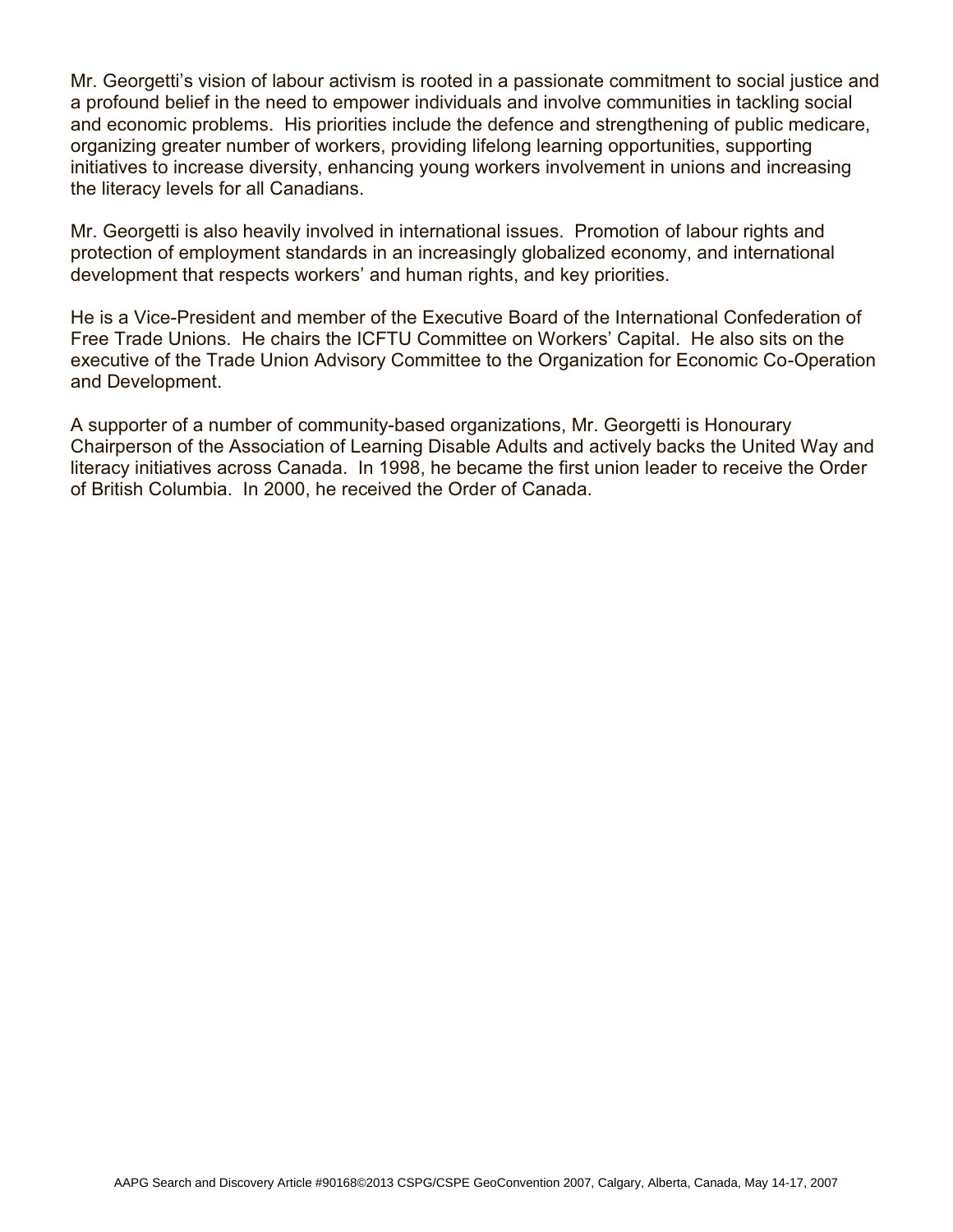Mr. Georgetti's vision of labour activism is rooted in a passionate commitment to social justice and a profound belief in the need to empower individuals and involve communities in tackling social and economic problems. His priorities include the defence and strengthening of public medicare, organizing greater number of workers, providing lifelong learning opportunities, supporting initiatives to increase diversity, enhancing young workers involvement in unions and increasing the literacy levels for all Canadians.

Mr. Georgetti is also heavily involved in international issues. Promotion of labour rights and protection of employment standards in an increasingly globalized economy, and international development that respects workers' and human rights, and key priorities.

He is a Vice-President and member of the Executive Board of the International Confederation of Free Trade Unions. He chairs the ICFTU Committee on Workers' Capital. He also sits on the executive of the Trade Union Advisory Committee to the Organization for Economic Co-Operation and Development.

A supporter of a number of community-based organizations, Mr. Georgetti is Honourary Chairperson of the Association of Learning Disable Adults and actively backs the United Way and literacy initiatives across Canada. In 1998, he became the first union leader to receive the Order of British Columbia. In 2000, he received the Order of Canada.